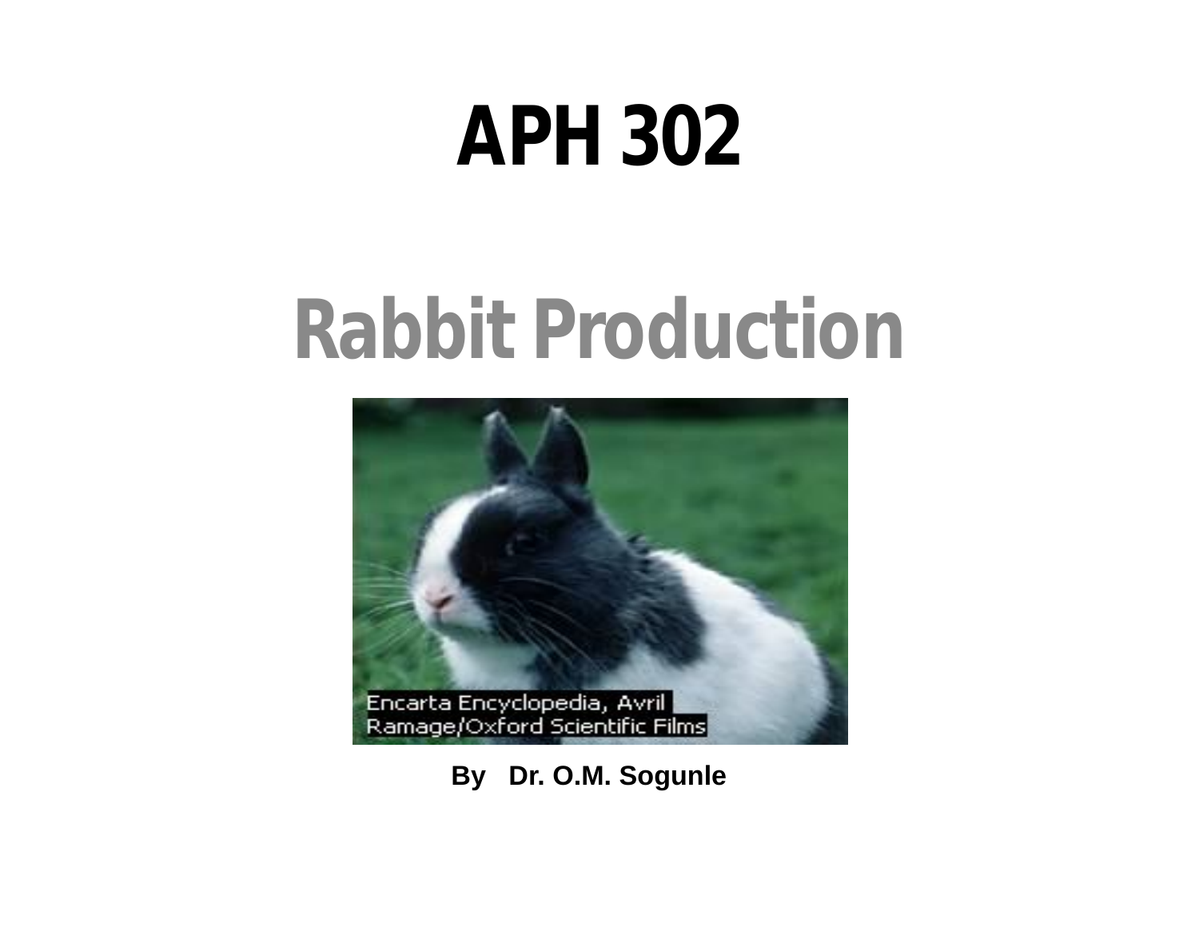# APH 302

## Rabbit Production

Encarta Encyclopedia, Avril Ramage/Oxford Scientific Films

**By Dr. O.M. Sogunle**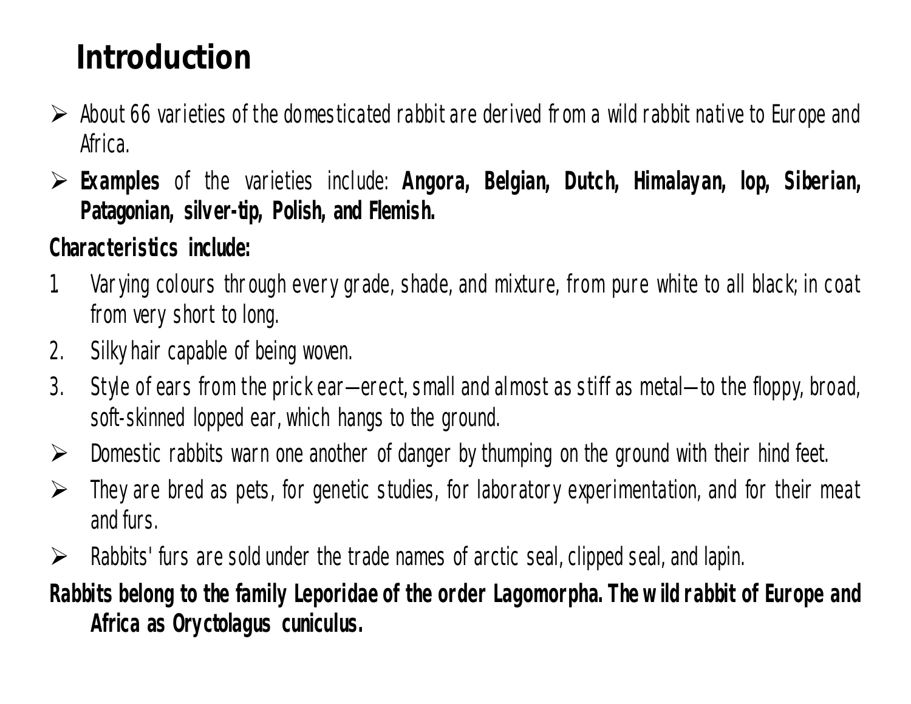# Introduction

- About 66 varieties of the domesticated rabbit are derived from a wild rabbit native to Europe and Africa.
- **Examples** of the varieties include: **Angora, Belgian, Dutch, Himalayan, lop, Siberian, Patagonian, silver-tip, Polish, and Flemish.**

**Characteristics include:**

1. Varying colours through every grade, shade, and mixture, from pure white to all black; in coat from very short to long.
2. Silky hair capable of being woven.
3. Style of ears from the prick ear—erect, small and almost as stiff as metal—to the floppy, broad, soft-skinned lopped ear, which hangs to the ground.

- Domestic rabbits warn one another of danger by thumping on the ground with their hind feet.
- They are bred as pets, for genetic studies, for laboratory experimentation, and for their meat and furs.
- Rabbits' furs are sold under the trade names of arctic seal, clipped seal, and lapin.

**Rabbits belong to the family Leporidae of the order Lagomorpha. The wild rabbit of Europe and Africa as Oryctolagus cuniculus.**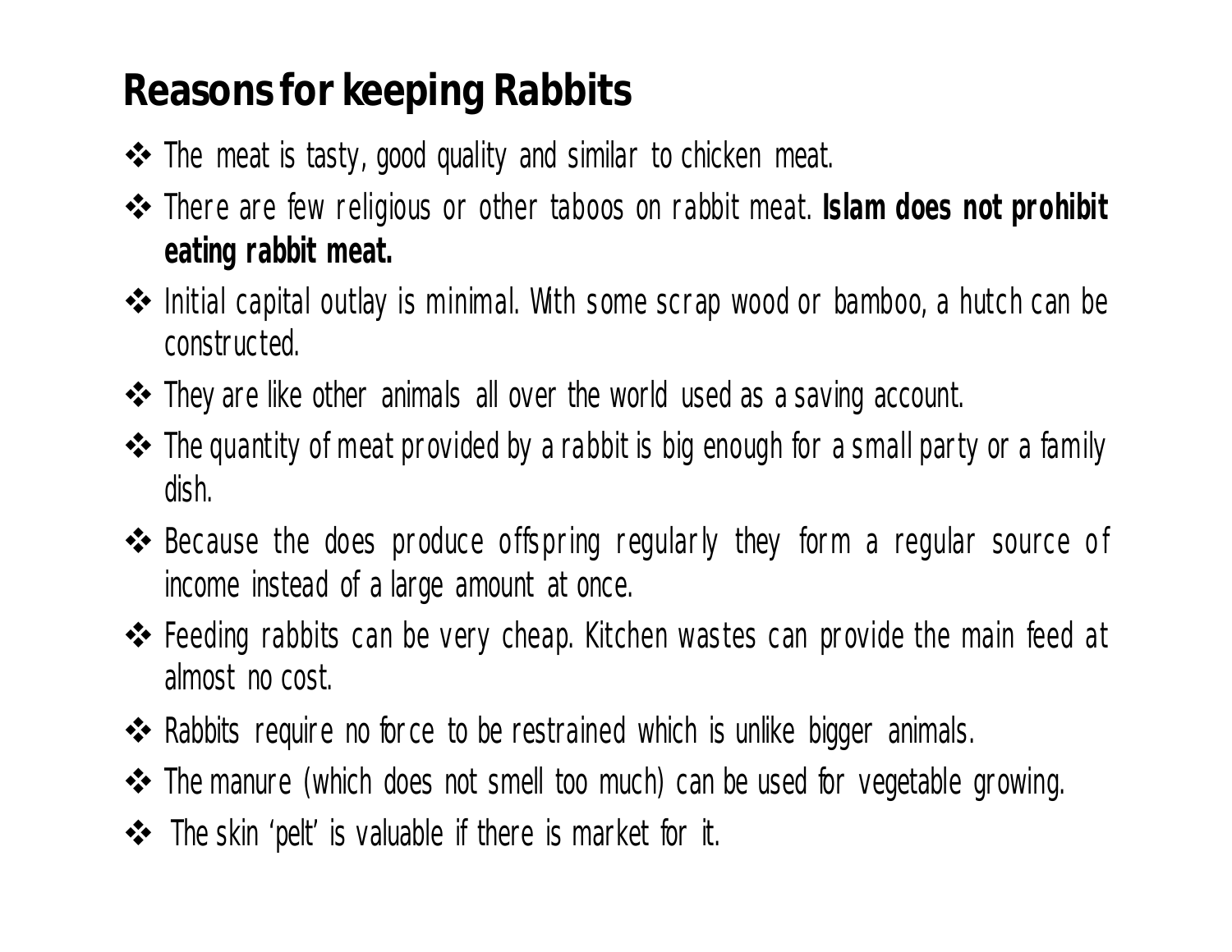## Reasons for keeping Rabbits

- The meat is tasty, good quality and similar to chicken meat.
- There are few religious or other taboos on rabbit meat. **Islam does not prohibit eating rabbit meat.**
- Initial capital outlay is minimal. With some scrap wood or bamboo, a hutch can be constructed.
- They are like other animals all over the world used as a saving account.
- The quantity of meat provided by a rabbit is big enough for a small party or a family dish.
- Because the does produce offspring regularly they form a regular source of income instead of a large amount at once.
- Feeding rabbits can be very cheap. Kitchen wastes can provide the main feed at almost no cost.
- Rabbits require no force to be restrained which is unlike bigger animals.
- The manure (which does not smell too much) can be used for vegetable growing.
- The skin 'pelt' is valuable if there is market for it.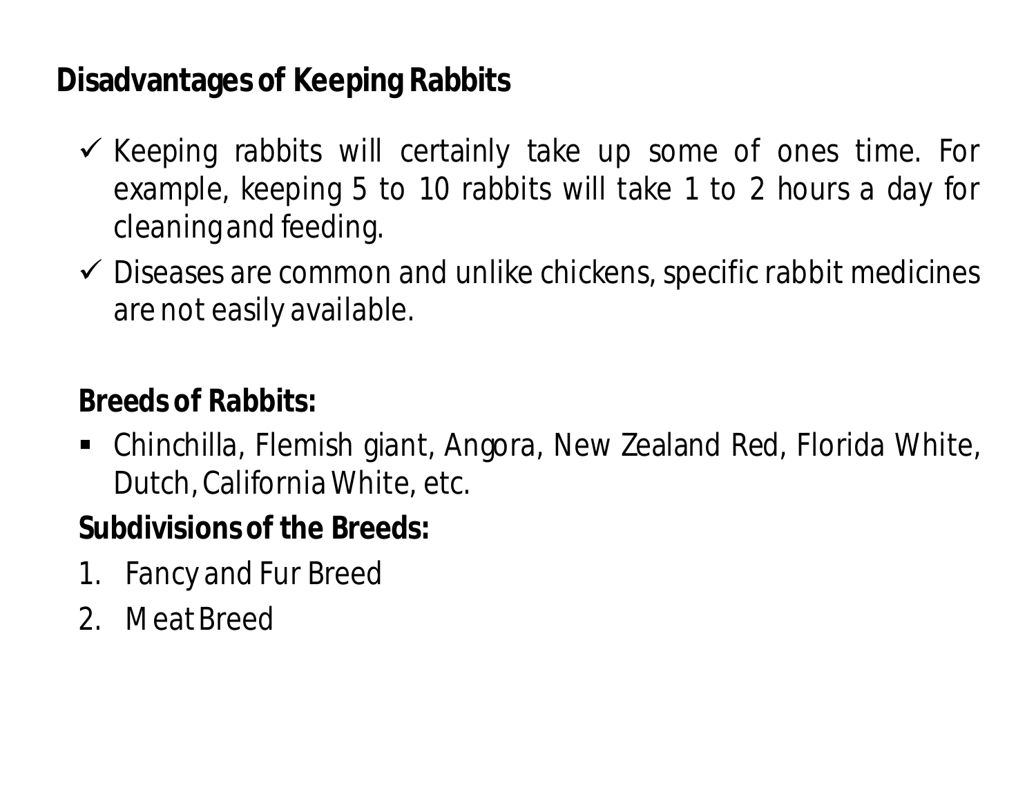## Disadvantages of Keeping Rabbits

- ✓ Keeping rabbits will certainly take up some of ones time. For example, keeping 5 to 10 rabbits will take 1 to 2 hours a day for cleaning and feeding.
- ✓ Diseases are common and unlike chickens, specific rabbit medicines are not easily available.

### Breeds of Rabbits:

- Chinchilla, Flemish giant, Angora, New Zealand Red, Florida White, Dutch, California White, etc.

### Subdivisions of the Breeds:

1. Fancy and Fur Breed
2. Meat Breed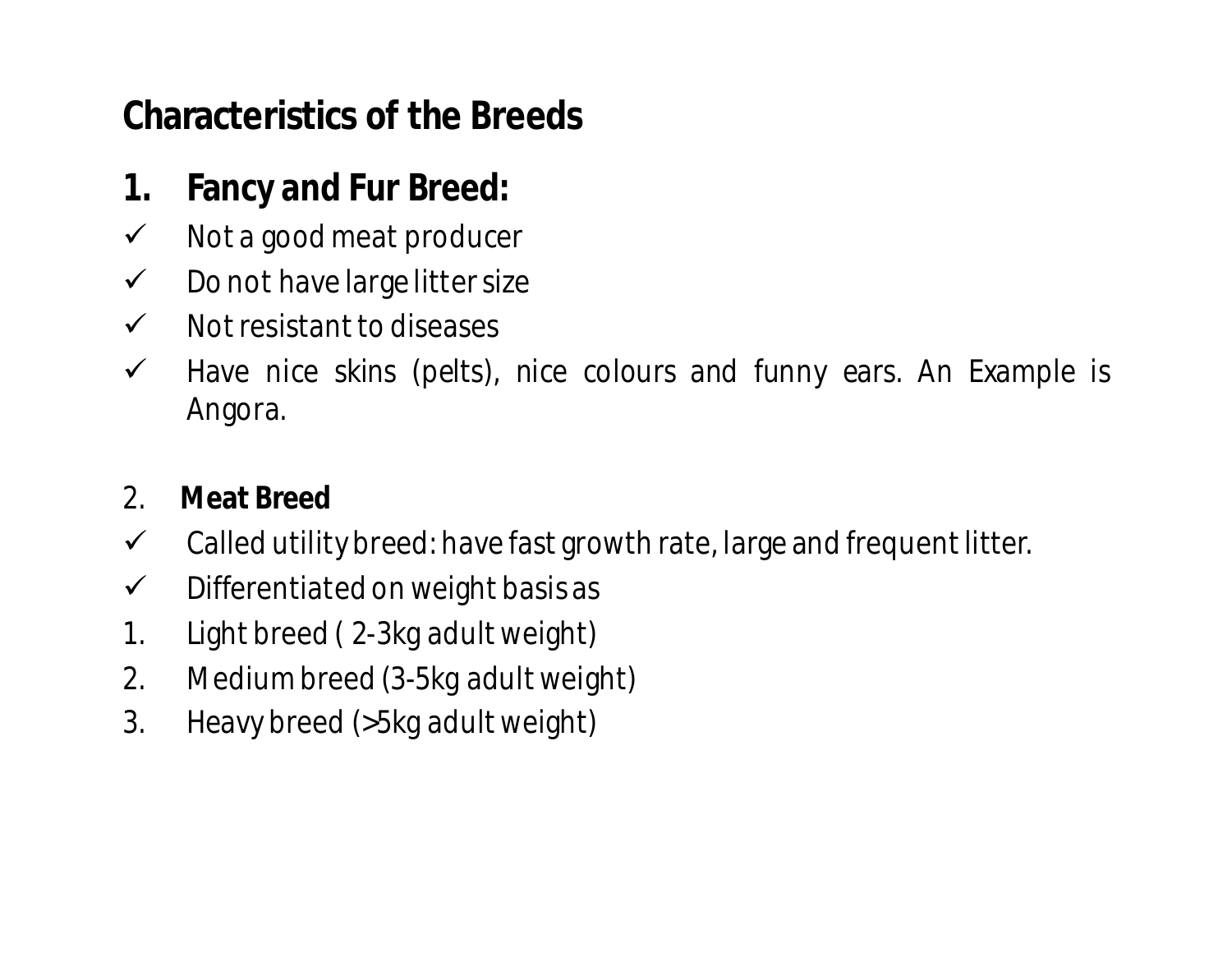## Characteristics of the Breeds

### 1. Fancy and Fur Breed:

- ✓ Not a good meat producer
- ✓ Do not have large litter size
- ✓ Not resistant to diseases
- ✓ Have nice skins (pelts), nice colours and funny ears. An Example is Angora.

### 2. Meat Breed

- ✓ Called utility breed: have fast growth rate, large and frequent litter.
- ✓ Differentiated on weight basis as

1. Light breed ( 2-3kg adult weight)
2. Medium breed (3-5kg adult weight)
3. Heavy breed (>5kg adult weight)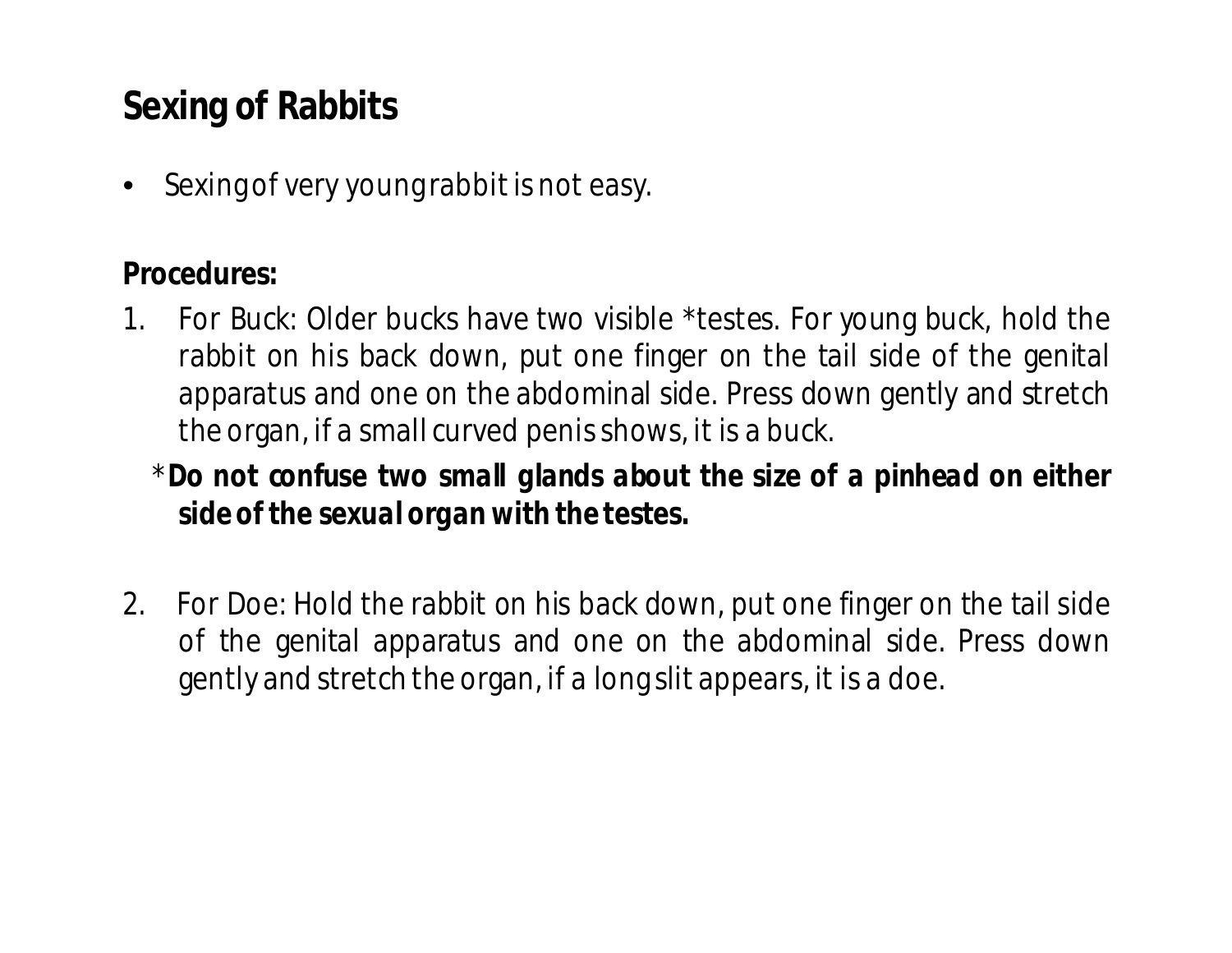## Sexing of Rabbits

- Sexing of very young rabbit is not easy.

**Procedures:**

1. For Buck: Older bucks have two visible *testes. For young buck, hold the rabbit on his back down, put one finger on the tail side of the genital apparatus and one on the abdominal side. Press down gently and stretch the organ, if a small curved penis shows, it is a buck.

   ****Do not confuse two small glands about the size of a pinhead on either side of the sexual organ with the testes.**

2. For Doe: Hold the rabbit on his back down, put one finger on the tail side of the genital apparatus and one on the abdominal side. Press down gently and stretch the organ, if a long slit appears, it is a doe.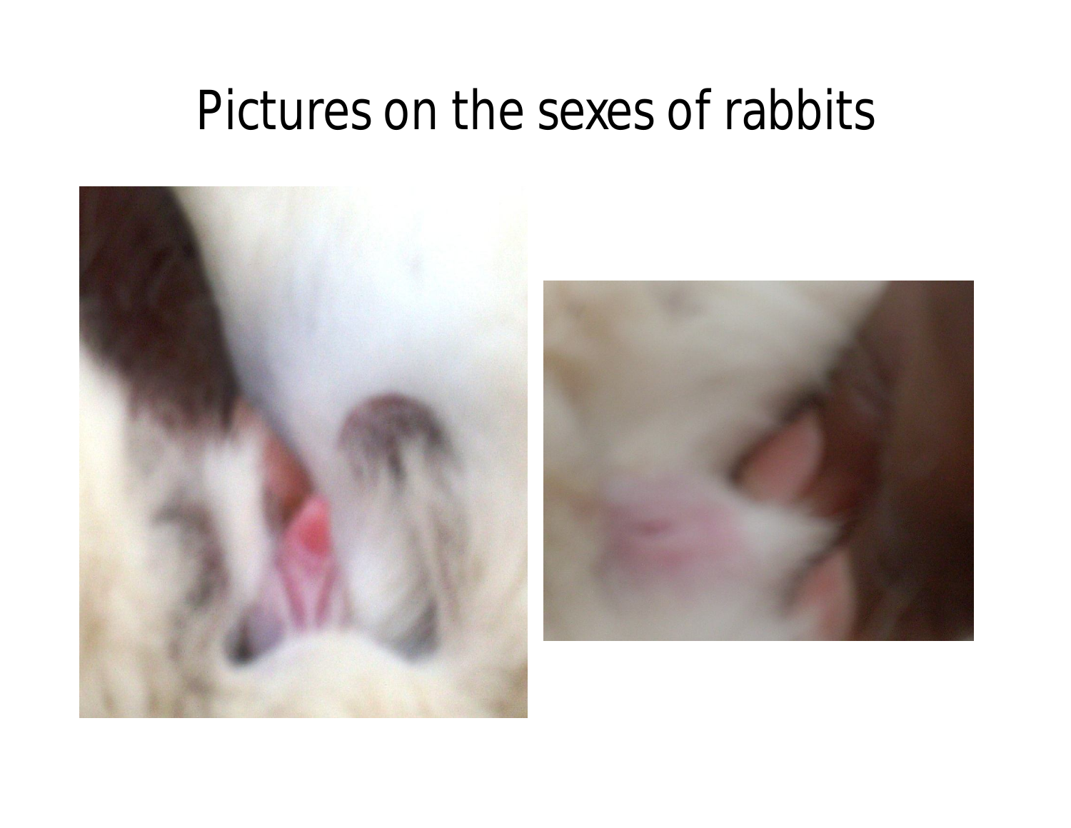# Pictures on the sexes of rabbits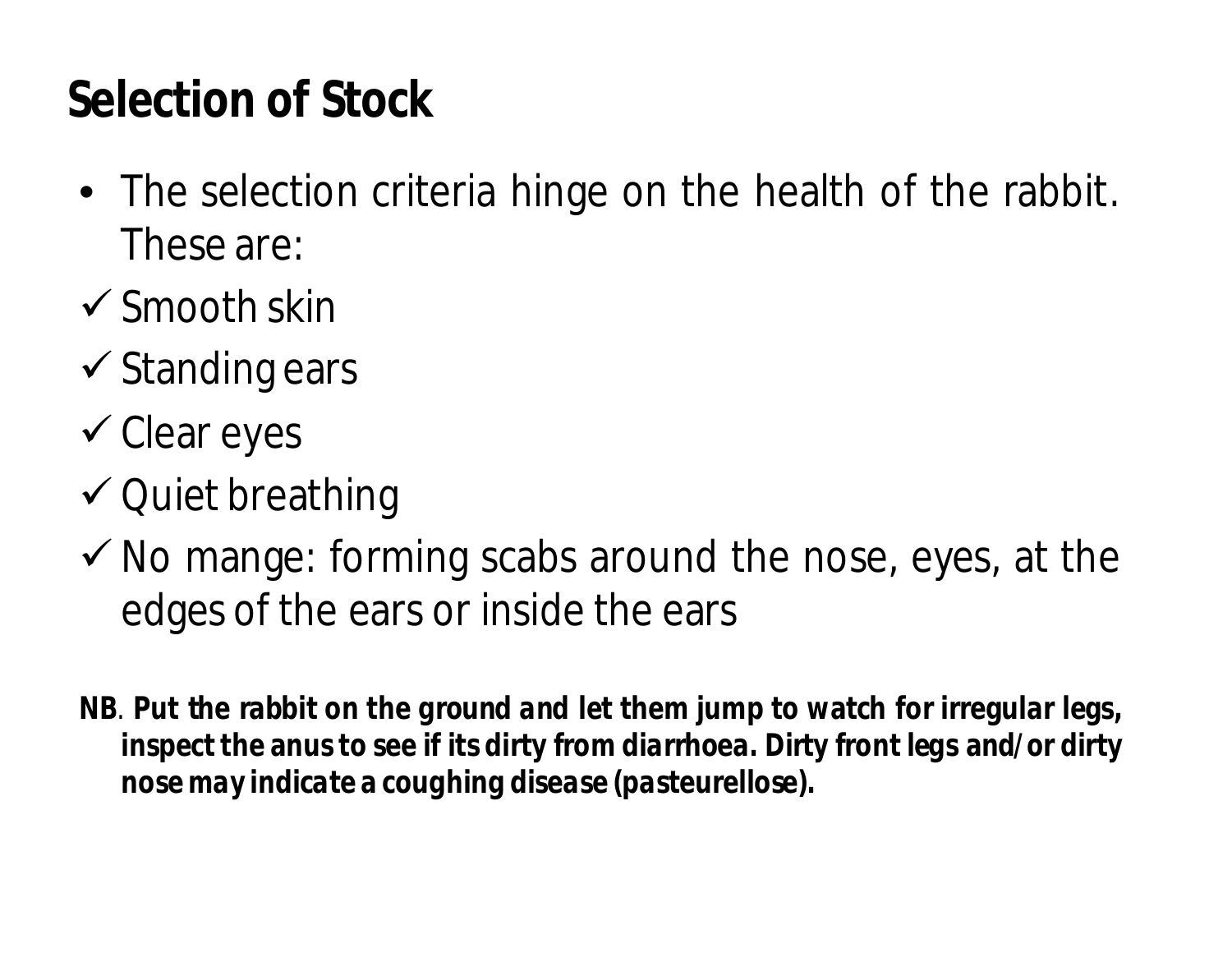## Selection of Stock

- The selection criteria hinge on the health of the rabbit. These are:
  - ✓ Smooth skin
  - ✓ Standing ears
  - ✓ Clear eyes
  - ✓ Quiet breathing
  - ✓ No mange: forming scabs around the nose, eyes, at the edges of the ears or inside the ears

**NB**. ***Put the rabbit on the ground and let them jump to watch for irregular legs, inspect the anus to see if its dirty from diarrhoea. Dirty front legs and/or dirty nose may indicate a coughing disease (pasteurellose).***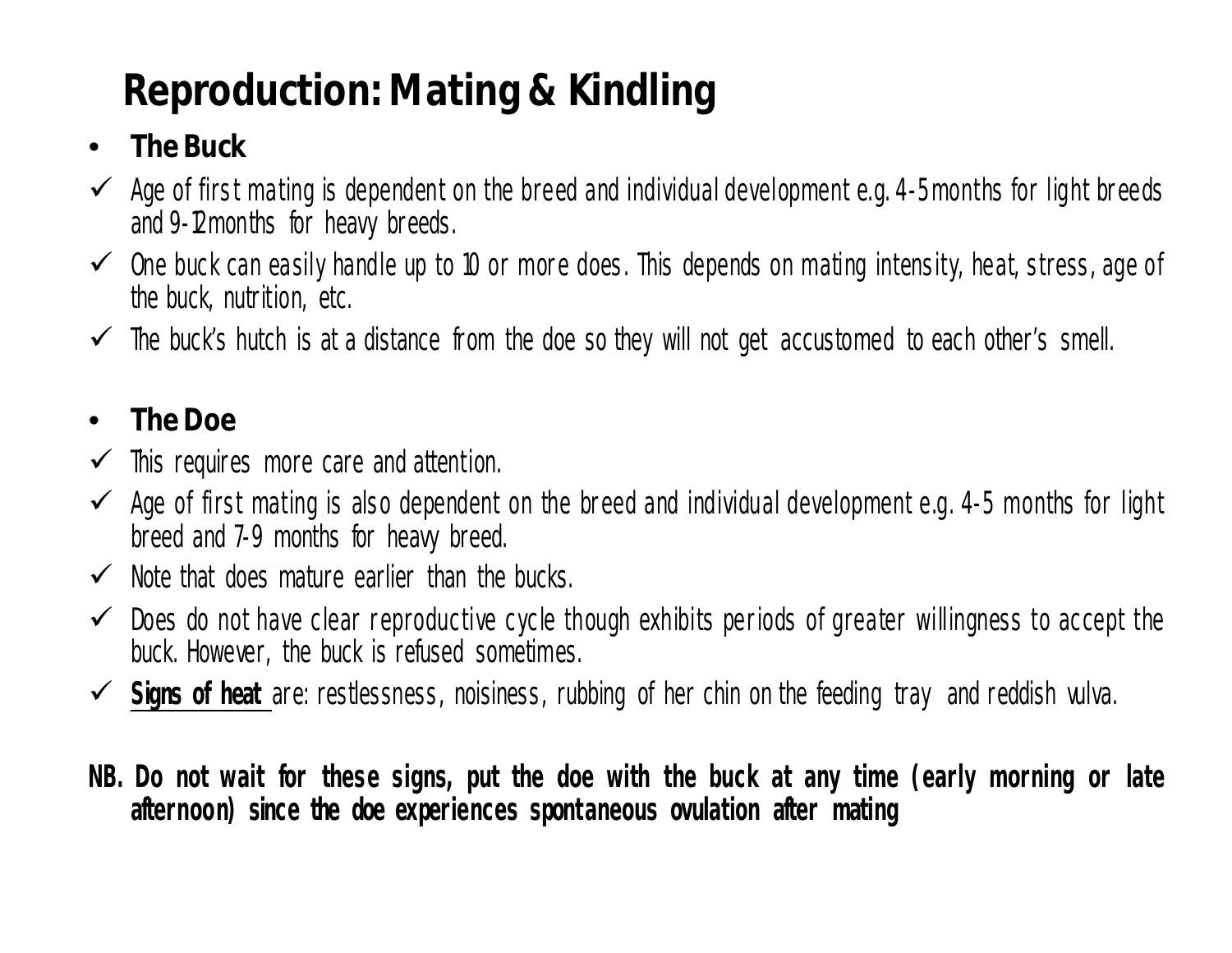# Reproduction: Mating & Kindling

- **The Buck**

- ✓ Age of first mating is dependent on the breed and individual development e.g. 4-5 months for light breeds and 9-12 months for heavy breeds.
- ✓ One buck can easily handle up to 10 or more does. This depends on mating intensity, heat, stress, age of the buck, nutrition, etc.
- ✓ The buck's hutch is at a distance from the doe so they will not get accustomed to each other's smell.

- **The Doe**

- ✓ This requires more care and attention.
- ✓ Age of first mating is also dependent on the breed and individual development e.g. 4-5 months for light breed and 7-9 months for heavy breed.
- ✓ Note that does mature earlier than the bucks.
- ✓ Does do not have clear reproductive cycle though exhibits periods of greater willingness to accept the buck. However, the buck is refused sometimes.
- ✓ **Signs of heat** are: restlessness, noisiness, rubbing of her chin on the feeding tray and reddish vulva.

**NB. Do not wait for these signs, put the doe with the buck at any time (early morning or late afternoon) since the doe experiences spontaneous ovulation after mating**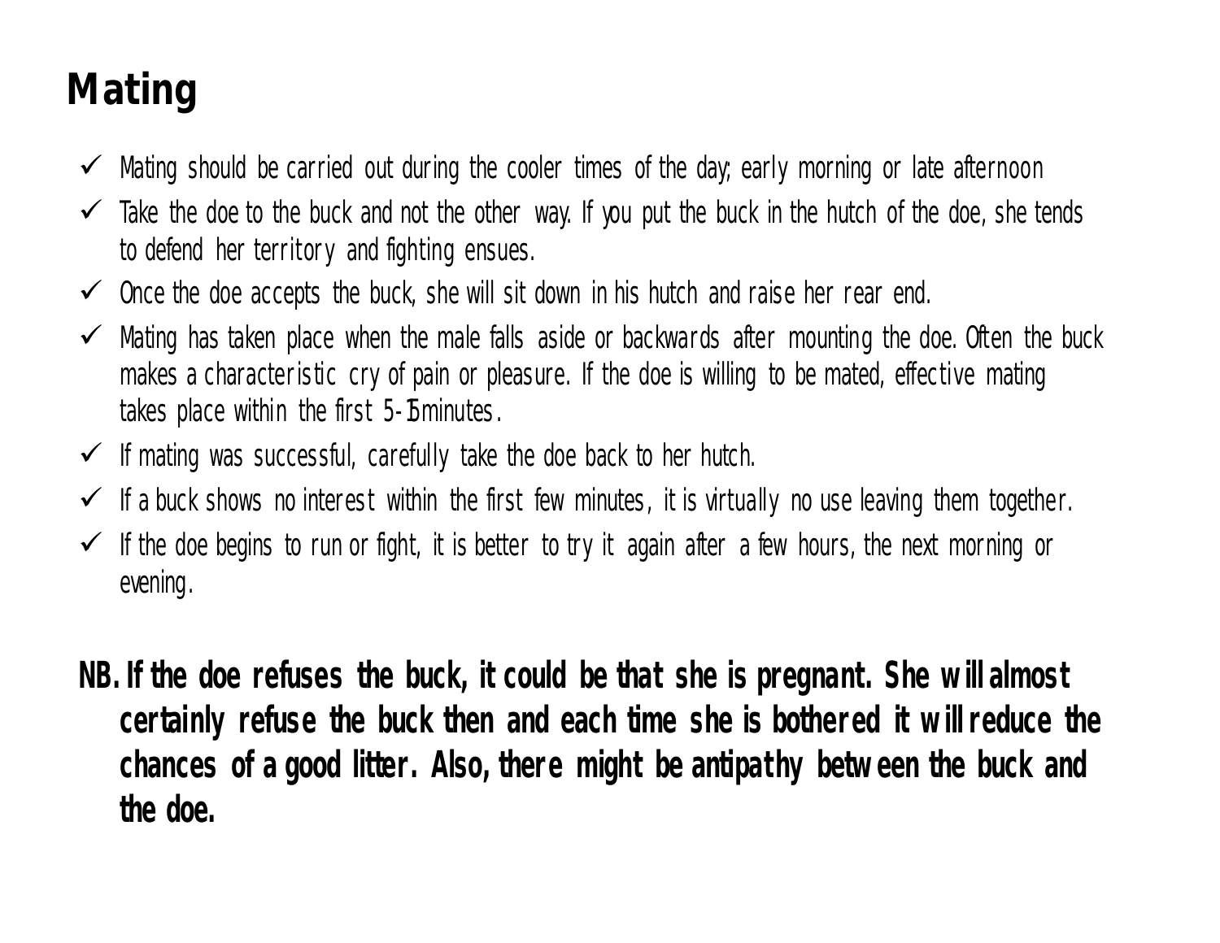# Mating

- ✓ Mating should be carried out during the cooler times of the day; early morning or late afternoon
- ✓ Take the doe to the buck and not the other way. If you put the buck in the hutch of the doe, she tends to defend her territory and fighting ensues.
- ✓ Once the doe accepts the buck, she will sit down in his hutch and raise her rear end.
- ✓ Mating has taken place when the male falls aside or backwards after mounting the doe. Often the buck makes a characteristic cry of pain or pleasure. If the doe is willing to be mated, effective mating takes place within the first 5-15 minutes.
- ✓ If mating was successful, carefully take the doe back to her hutch.
- ✓ If a buck shows no interest within the first few minutes, it is virtually no use leaving them together.
- ✓ If the doe begins to run or fight, it is better to try it again after a few hours, the next morning or evening.

**NB. If the doe refuses the buck, it could be that she is pregnant. She will almost certainly refuse the buck then and each time she is bothered it will reduce the chances of a good litter. Also, there might be antipathy between the buck and the doe.**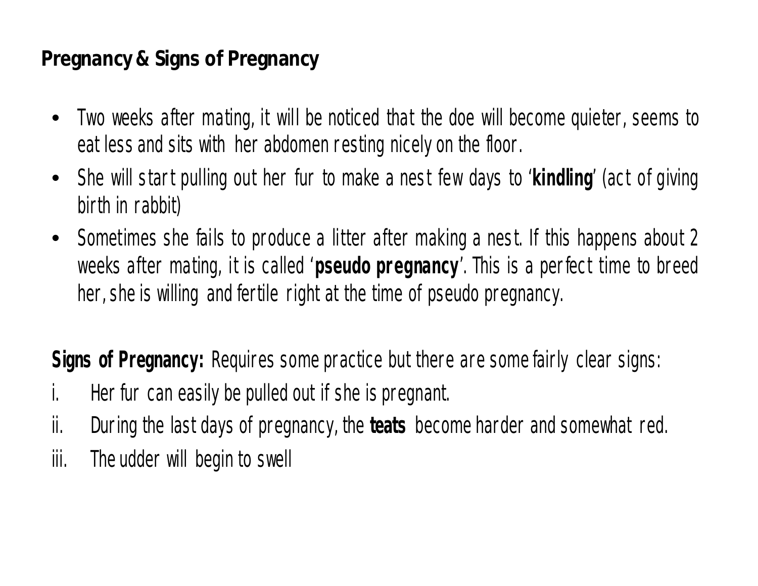## Pregnancy & Signs of Pregnancy

- Two weeks after mating, it will be noticed that the doe will become quieter, seems to eat less and sits with her abdomen resting nicely on the floor.
- She will start pulling out her fur to make a nest few days to '**kindling**' (act of giving birth in rabbit)
- Sometimes she fails to produce a litter after making a nest. If this happens about 2 weeks after mating, it is called '**pseudo pregnancy**'. This is a perfect time to breed her, she is willing and fertile right at the time of pseudo pregnancy.

**Signs of Pregnancy:** Requires some practice but there are some fairly clear signs:

i. Her fur can easily be pulled out if she is pregnant.
ii. During the last days of pregnancy, the **teats** become harder and somewhat red.
iii. The udder will begin to swell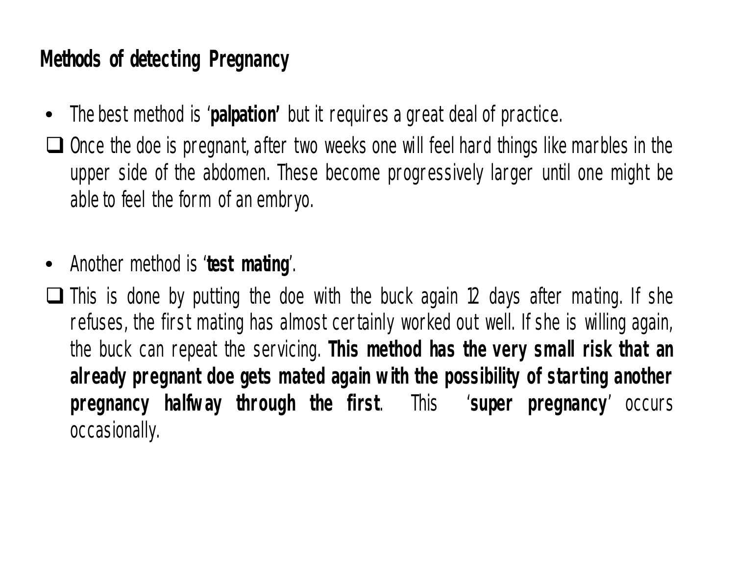## Methods of detecting Pregnancy

- The best method is '**palpation'** but it requires a great deal of practice.
  - Once the doe is pregnant, after two weeks one will feel hard things like marbles in the upper side of the abdomen. These become progressively larger until one might be able to feel the form of an embryo.

- Another method is '**test mating**'.
  - This is done by putting the doe with the buck again 12 days after mating. If she refuses, the first mating has almost certainly worked out well. If she is willing again, the buck can repeat the servicing. **This method has the very small risk that an already pregnant doe gets mated again with the possibility of starting another pregnancy halfway through the first**. This '**super pregnancy**' occurs occasionally.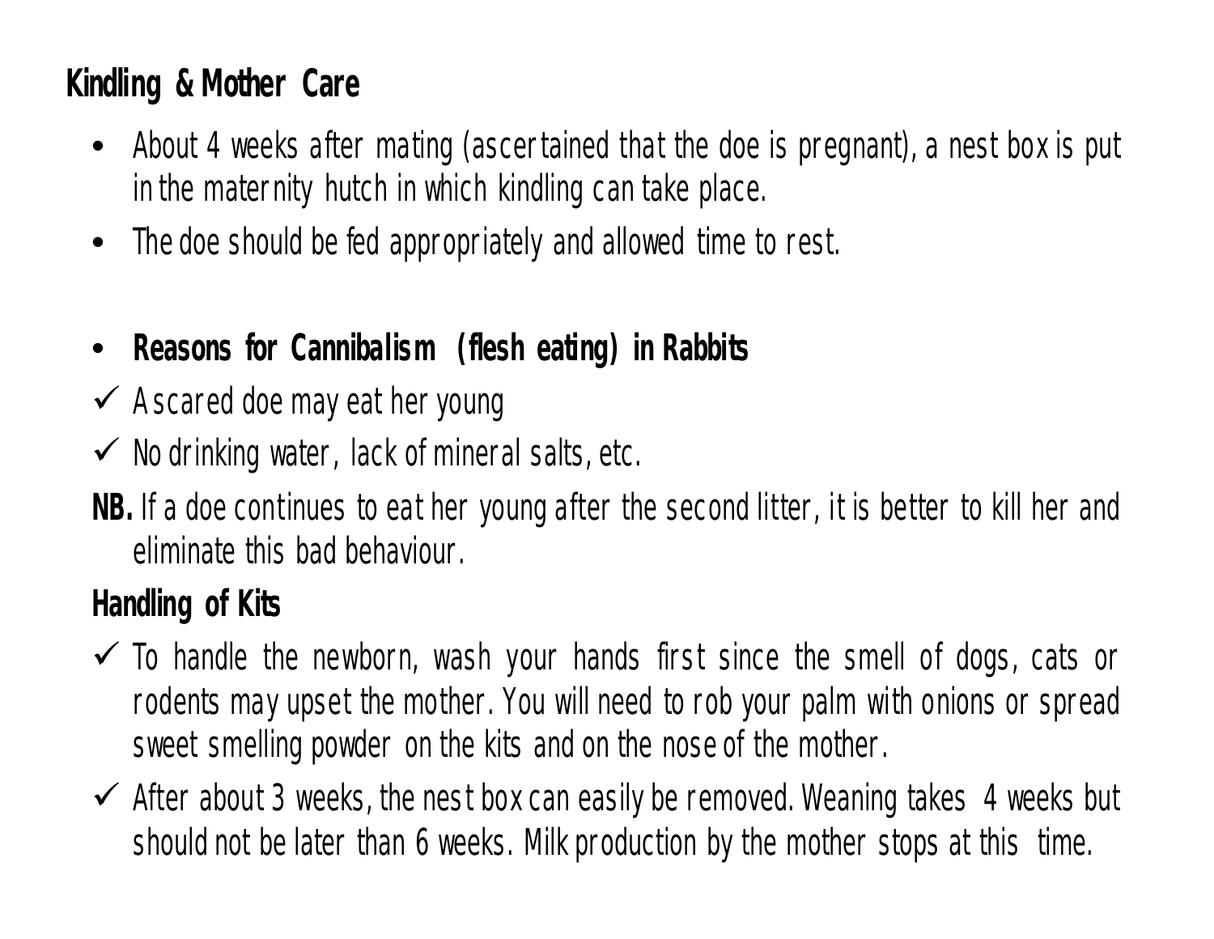## Kindling & Mother Care

- About 4 weeks after mating (ascertained that the doe is pregnant), a nest box is put in the maternity hutch in which kindling can take place.
- The doe should be fed appropriately and allowed time to rest.

- **Reasons for Cannibalism (flesh eating) in Rabbits**

✓ A scared doe may eat her young

✓ No drinking water, lack of mineral salts, etc.

**NB.** If a doe continues to eat her young after the second litter, it is better to kill her and eliminate this bad behaviour.

## Handling of Kits

✓ To handle the newborn, wash your hands first since the smell of dogs, cats or rodents may upset the mother. You will need to rob your palm with onions or spread sweet smelling powder on the kits and on the nose of the mother.

✓ After about 3 weeks, the nest box can easily be removed. Weaning takes 4 weeks but should not be later than 6 weeks. Milk production by the mother stops at this time.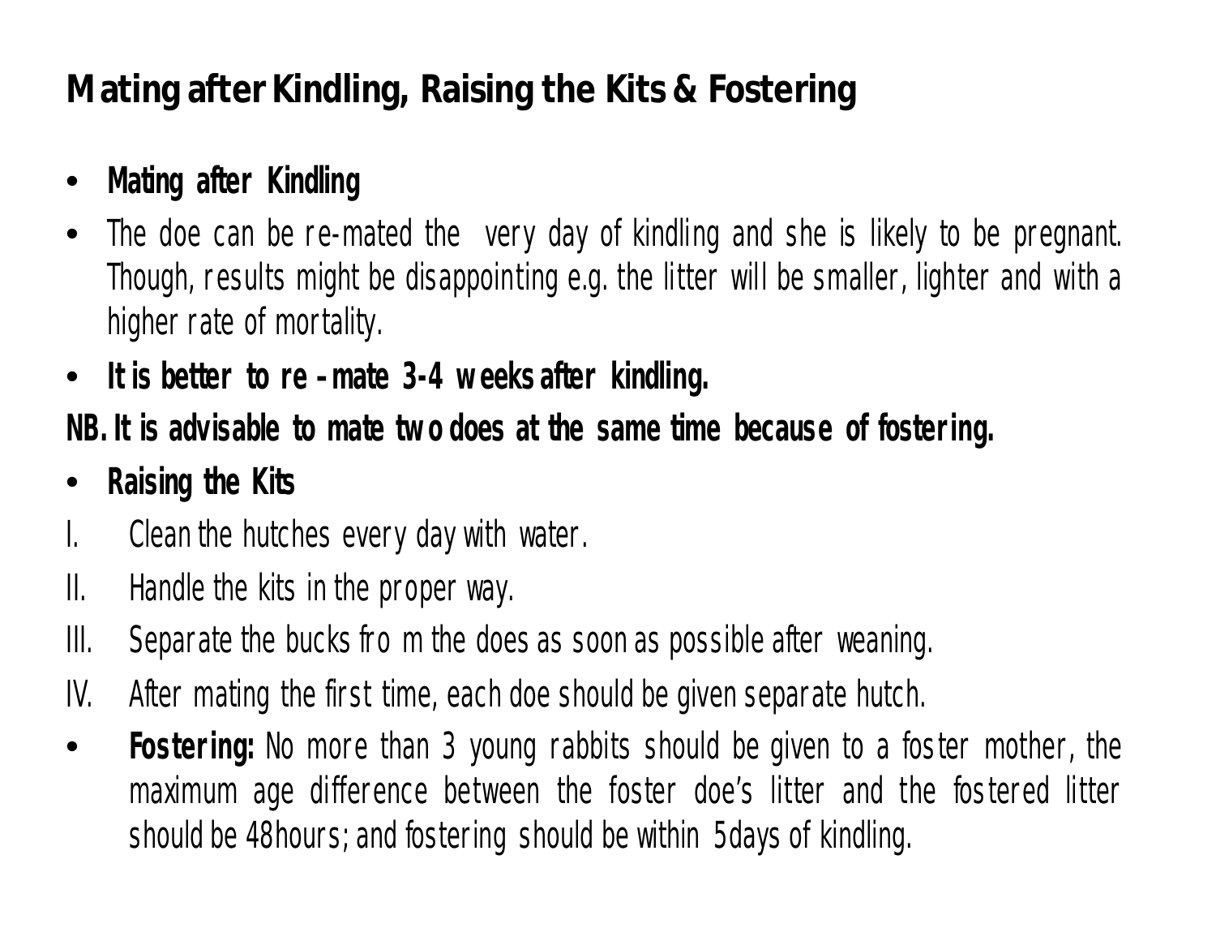# Mating after Kindling, Raising the Kits & Fostering

- **Mating after Kindling**
- The doe can be re-mated the very day of kindling and she is likely to be pregnant. Though, results might be disappointing e.g. the litter will be smaller, lighter and with a higher rate of mortality.
- **It is better to re -mate 3-4 weeks after kindling.**

**NB. It is advisable to mate two does at the same time because of fostering.**

- **Raising the Kits**

I. Clean the hutches every day with water.

II. Handle the kits in the proper way.

III. Separate the bucks from the does as soon as possible after weaning.

IV. After mating the first time, each doe should be given separate hutch.

- **Fostering:** No more than 3 young rabbits should be given to a foster mother, the maximum age difference between the foster doe's litter and the fostered litter should be 48hours; and fostering should be within 5days of kindling.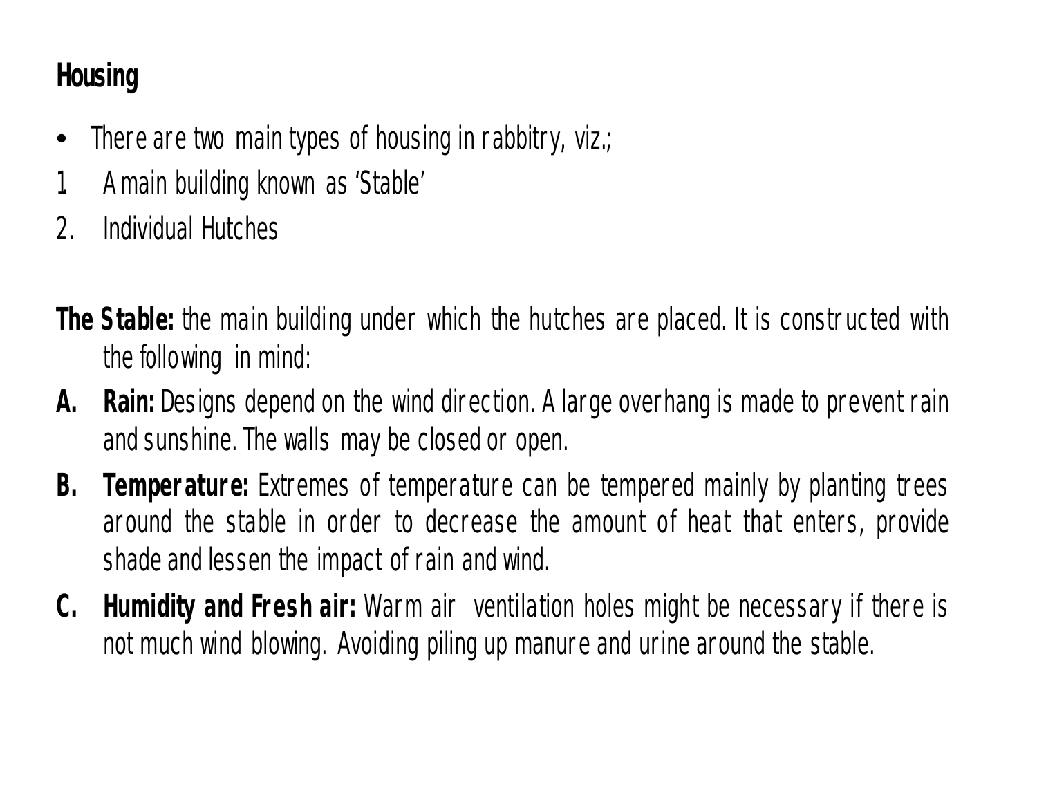## Housing

- There are two main types of housing in rabbitry, viz.;

1. A main building known as 'Stable'
2. Individual Hutches

**The Stable:** the main building under which the hutches are placed. It is constructed with the following in mind:

- **A. Rain:** Designs depend on the wind direction. A large overhang is made to prevent rain and sunshine. The walls may be closed or open.
- **B. Temperature:** Extremes of temperature can be tempered mainly by planting trees around the stable in order to decrease the amount of heat that enters, provide shade and lessen the impact of rain and wind.
- **C. Humidity and Fresh air:** Warm air ventilation holes might be necessary if there is not much wind blowing. Avoiding piling up manure and urine around the stable.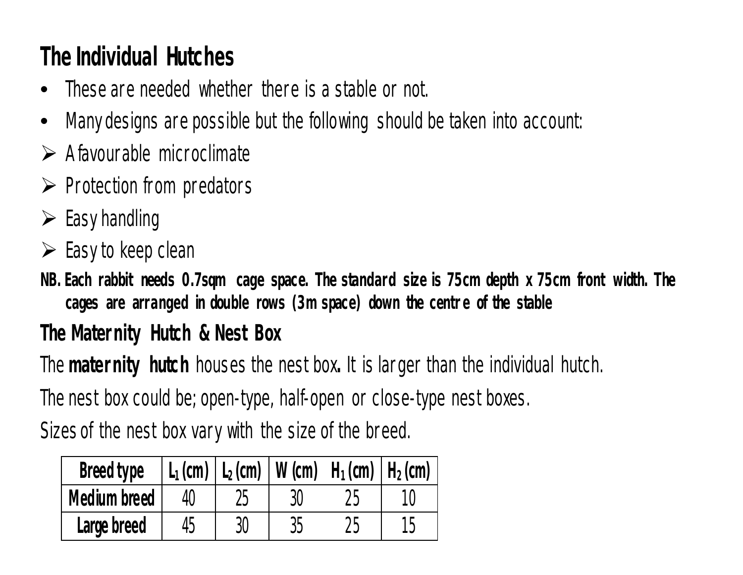## The Individual Hutches

- These are needed whether there is a stable or not.
- Many designs are possible but the following should be taken into account:
  - A favourable microclimate
  - Protection from predators
  - Easy handling
  - Easy to keep clean

**NB. Each rabbit needs 0.7sqm cage space. The standard size is 75cm depth x 75cm front width. The cages are arranged in double rows (3m space) down the centre of the stable**

## The Maternity Hutch & Nest Box

The **maternity hutch** houses the nest box**.** It is larger than the individual hutch.

The nest box could be; open-type, half-open or close-type nest boxes.

Sizes of the nest box vary with the size of the breed.

| Breed type | $L_1$ (cm) | $L_2$ (cm) | W (cm) | $H_1$ (cm) | $H_2$ (cm) |
|---|---|---|---|---|---|
| **Medium breed** | 40 | 25 | 30 | 25 | 10 |
| **Large breed** | 45 | 30 | 35 | 25 | 15 |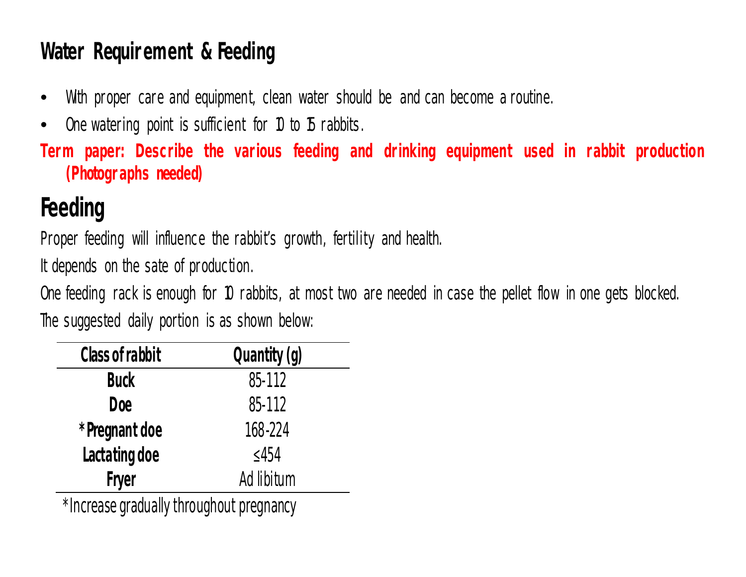## Water Requirement & Feeding

- With proper care and equipment, clean water should be and can become a routine.
- One watering point is sufficient for 10 to 15 rabbits.

**Term paper: Describe the various feeding and drinking equipment used in rabbit production (Photographs needed)**

## Feeding

Proper feeding will influence the rabbit's growth, fertility and health.

It depends on the sate of production.

One feeding rack is enough for 10 rabbits, at most two are needed in case the pellet flow in one gets blocked.

The suggested daily portion is as shown below:

| Class of rabbit | Quantity (g) |
|---|---|
| **Buck** | 85-112 |
| **Doe** | 85-112 |
| **\*Pregnant doe** | 168-224 |
| **Lactating doe** | ≤454 |
| **Fryer** | Ad libitum |

*Increase gradually throughout pregnancy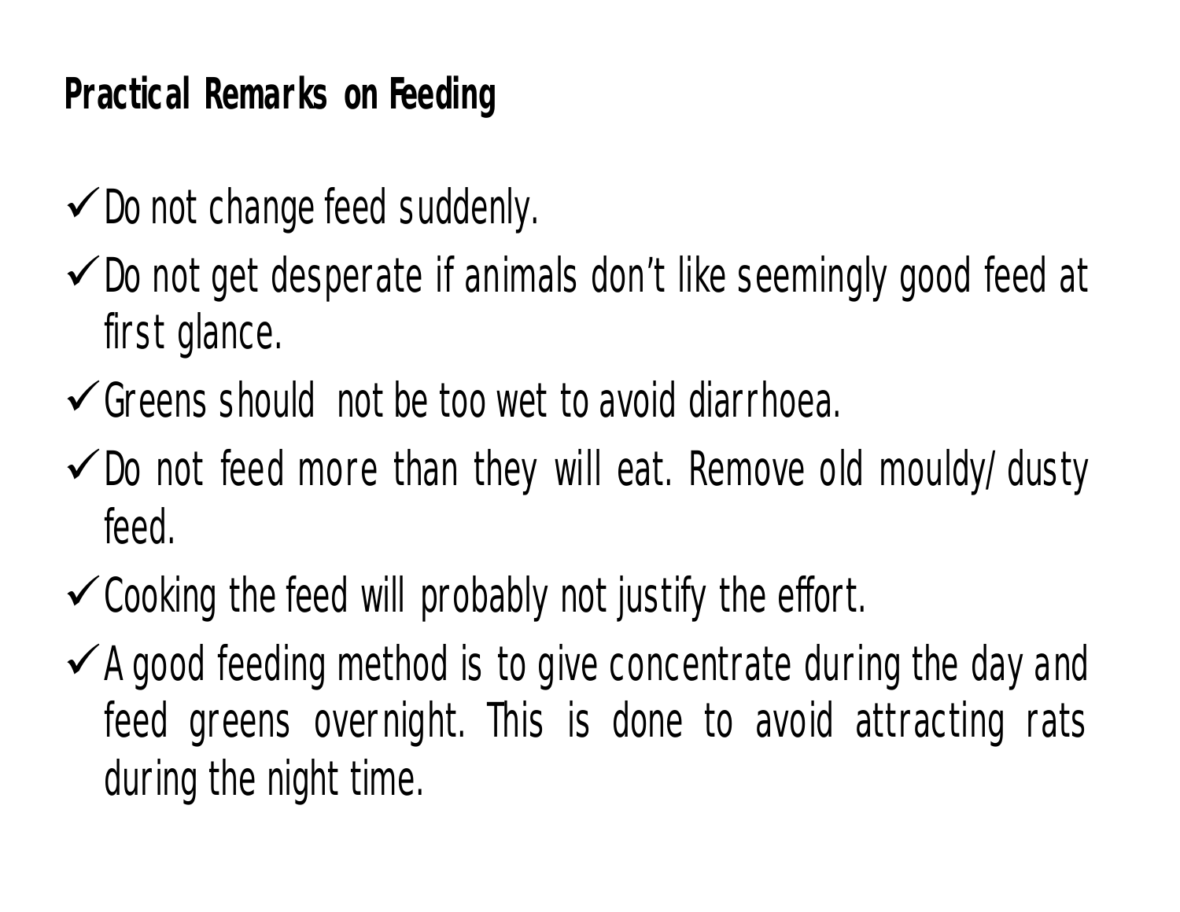## Practical Remarks on Feeding

- ✓ Do not change feed suddenly.
- ✓ Do not get desperate if animals don't like seemingly good feed at first glance.
- ✓ Greens should not be too wet to avoid diarrhoea.
- ✓ Do not feed more than they will eat. Remove old mouldy/ dusty feed.
- ✓ Cooking the feed will probably not justify the effort.
- ✓ A good feeding method is to give concentrate during the day and feed greens overnight. This is done to avoid attracting rats during the night time.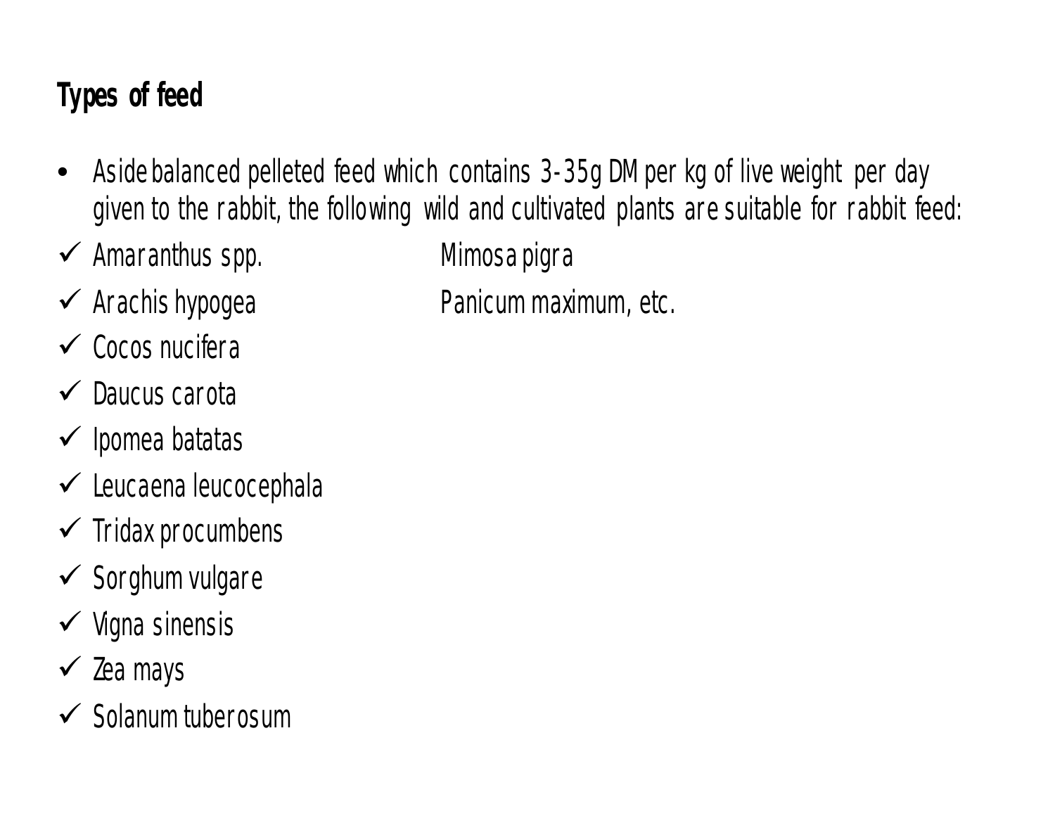### Types of feed

- Aside balanced pelleted feed which contains 3-35g DM per kg of live weight per day given to the rabbit, the following wild and cultivated plants are suitable for rabbit feed:

- ✓ Amaranthus spp.
- ✓ Arachis hypogea
- ✓ Cocos nucifera
- ✓ Daucus carota
- ✓ Ipomea batatas
- ✓ Leucaena leucocephala
- ✓ Tridax procumbens
- ✓ Sorghum vulgare
- ✓ Vigna sinensis
- ✓ Zea mays
- ✓ Solanum tuberosum
- Mimosa pigra
- Panicum maximum, etc.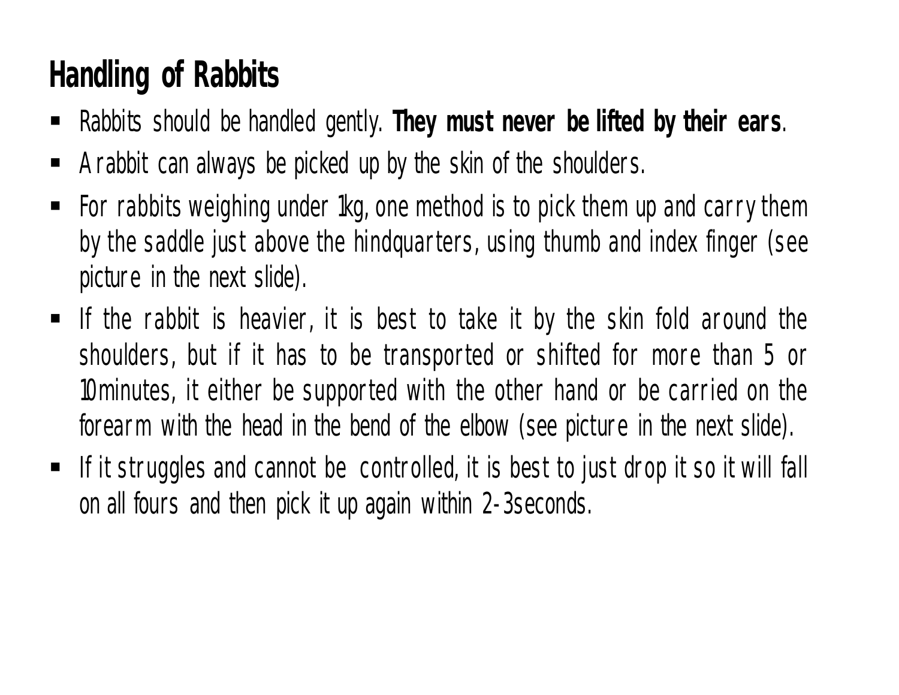# Handling of Rabbits

- Rabbits should be handled gently. **They must never be lifted by their ears**.
- A rabbit can always be picked up by the skin of the shoulders.
- For rabbits weighing under 1kg, one method is to pick them up and carry them by the saddle just above the hindquarters, using thumb and index finger (see picture in the next slide).
- If the rabbit is heavier, it is best to take it by the skin fold around the shoulders, but if it has to be transported or shifted for more than 5 or 10minutes, it either be supported with the other hand or be carried on the forearm with the head in the bend of the elbow (see picture in the next slide).
- If it struggles and cannot be controlled, it is best to just drop it so it will fall on all fours and then pick it up again within 2-3seconds.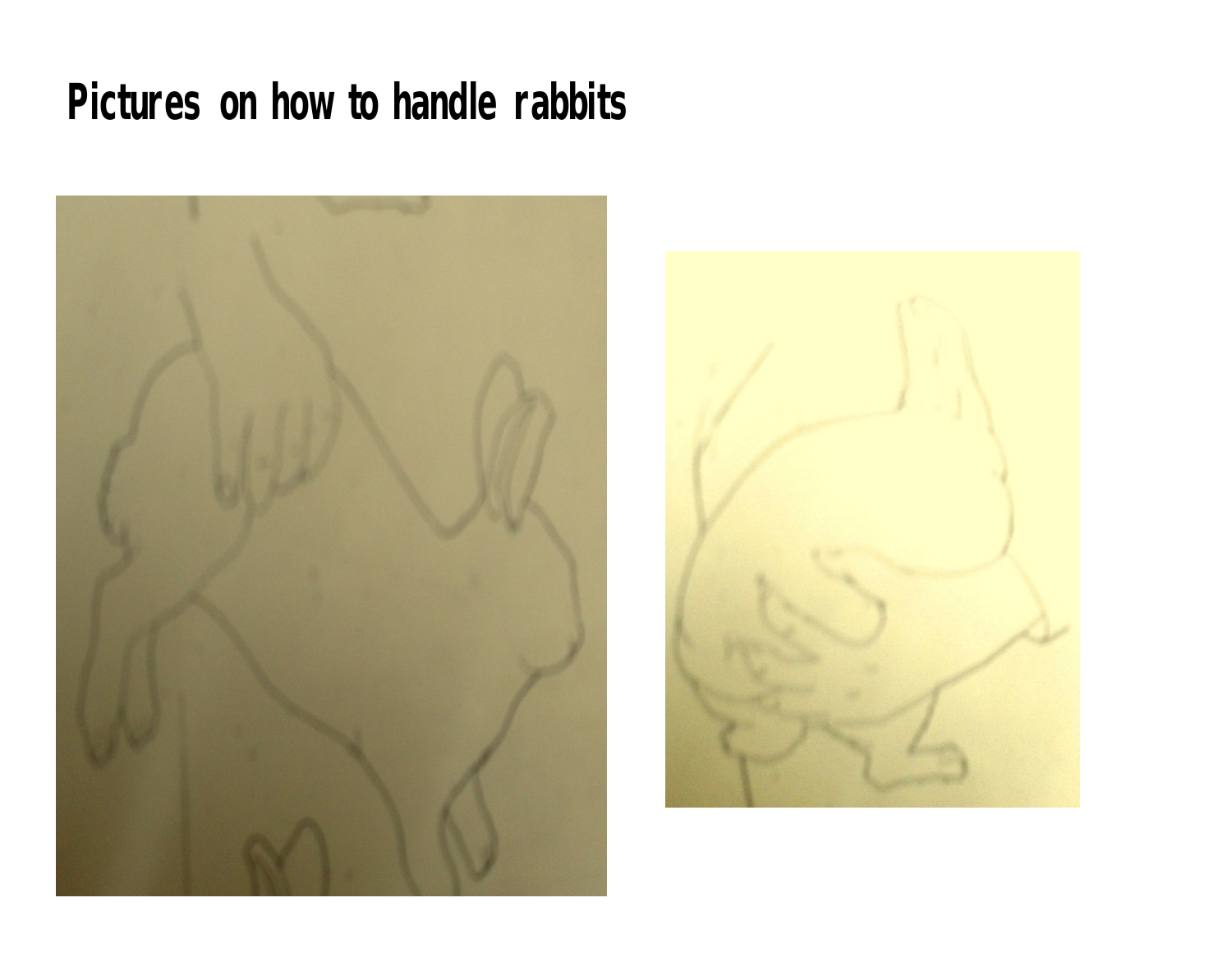# Pictures on how to handle rabbits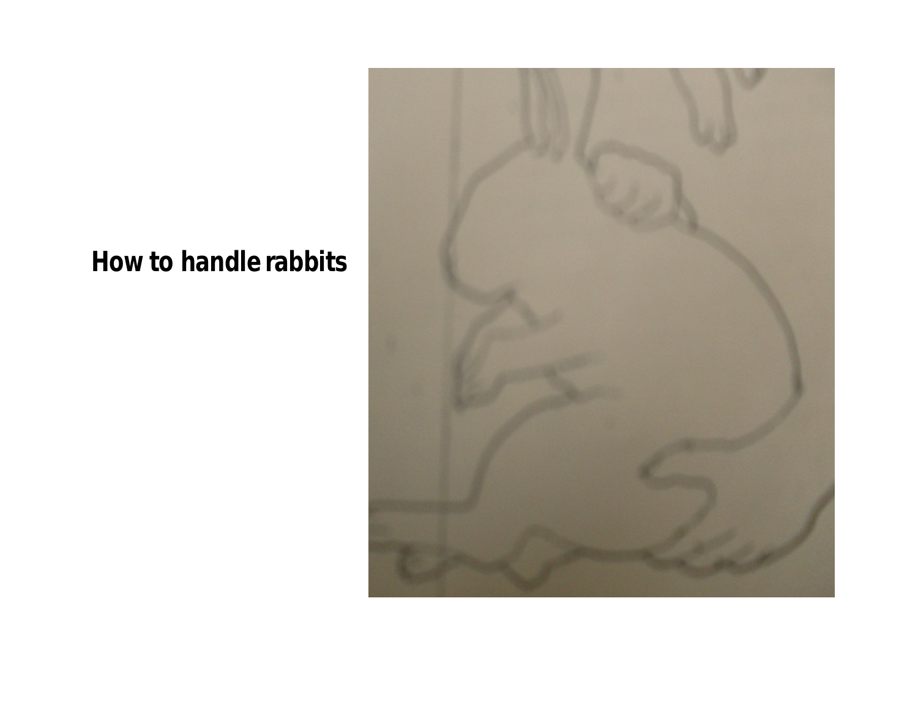**How to handle rabbits**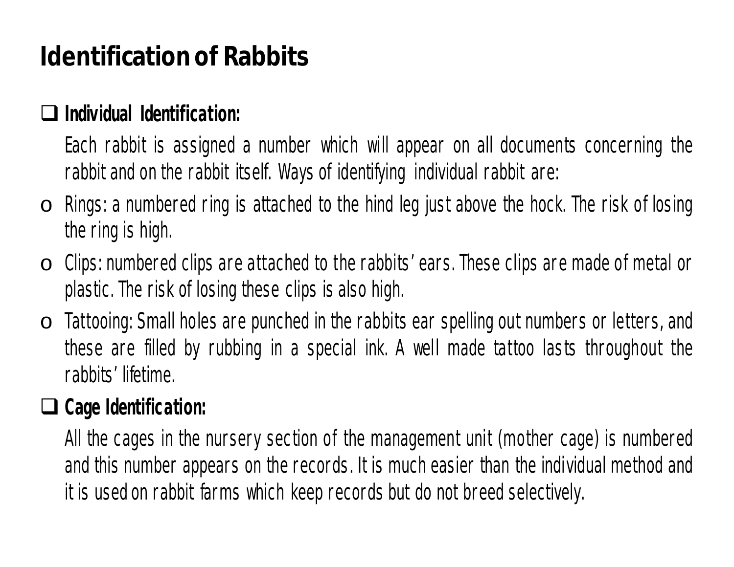# Identification of Rabbits

- **Individual Identification:**

  Each rabbit is assigned a number which will appear on all documents concerning the rabbit and on the rabbit itself. Ways of identifying individual rabbit are:

  - Rings: a numbered ring is attached to the hind leg just above the hock. The risk of losing the ring is high.
  - Clips: numbered clips are attached to the rabbits' ears. These clips are made of metal or plastic. The risk of losing these clips is also high.
  - Tattooing: Small holes are punched in the rabbits ear spelling out numbers or letters, and these are filled by rubbing in a special ink. A well made tattoo lasts throughout the rabbits' lifetime.

- **Cage Identification:**

  All the cages in the nursery section of the management unit (mother cage) is numbered and this number appears on the records. It is much easier than the individual method and it is used on rabbit farms which keep records but do not breed selectively.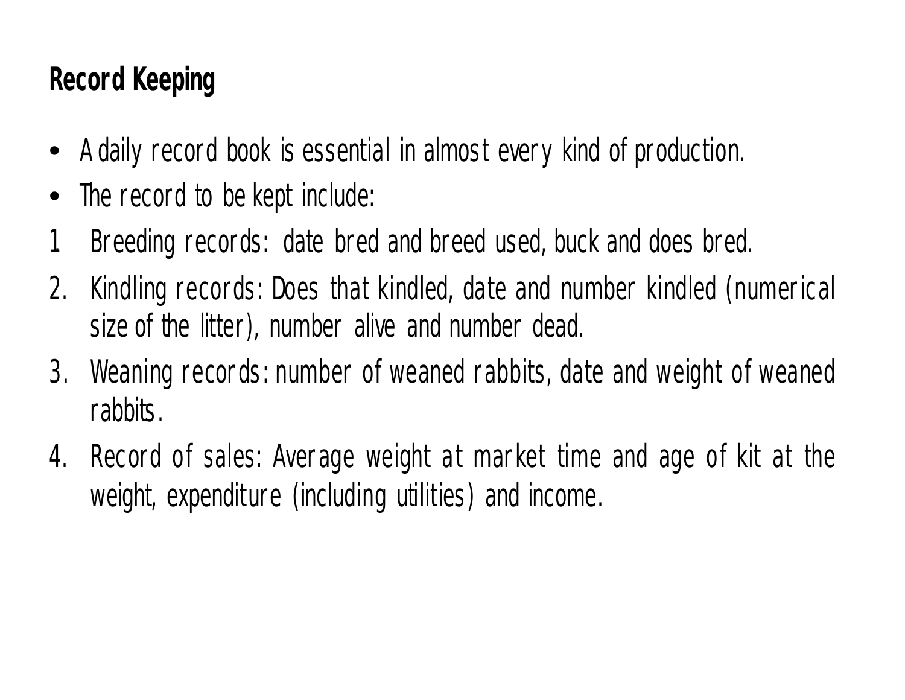## Record Keeping

- A daily record book is essential in almost every kind of production.
- The record to be kept include:

1. Breeding records: date bred and breed used, buck and does bred.
2. Kindling records: Does that kindled, date and number kindled (numerical size of the litter), number alive and number dead.
3. Weaning records: number of weaned rabbits, date and weight of weaned rabbits.
4. Record of sales: Average weight at market time and age of kit at the weight, expenditure (including utilities) and income.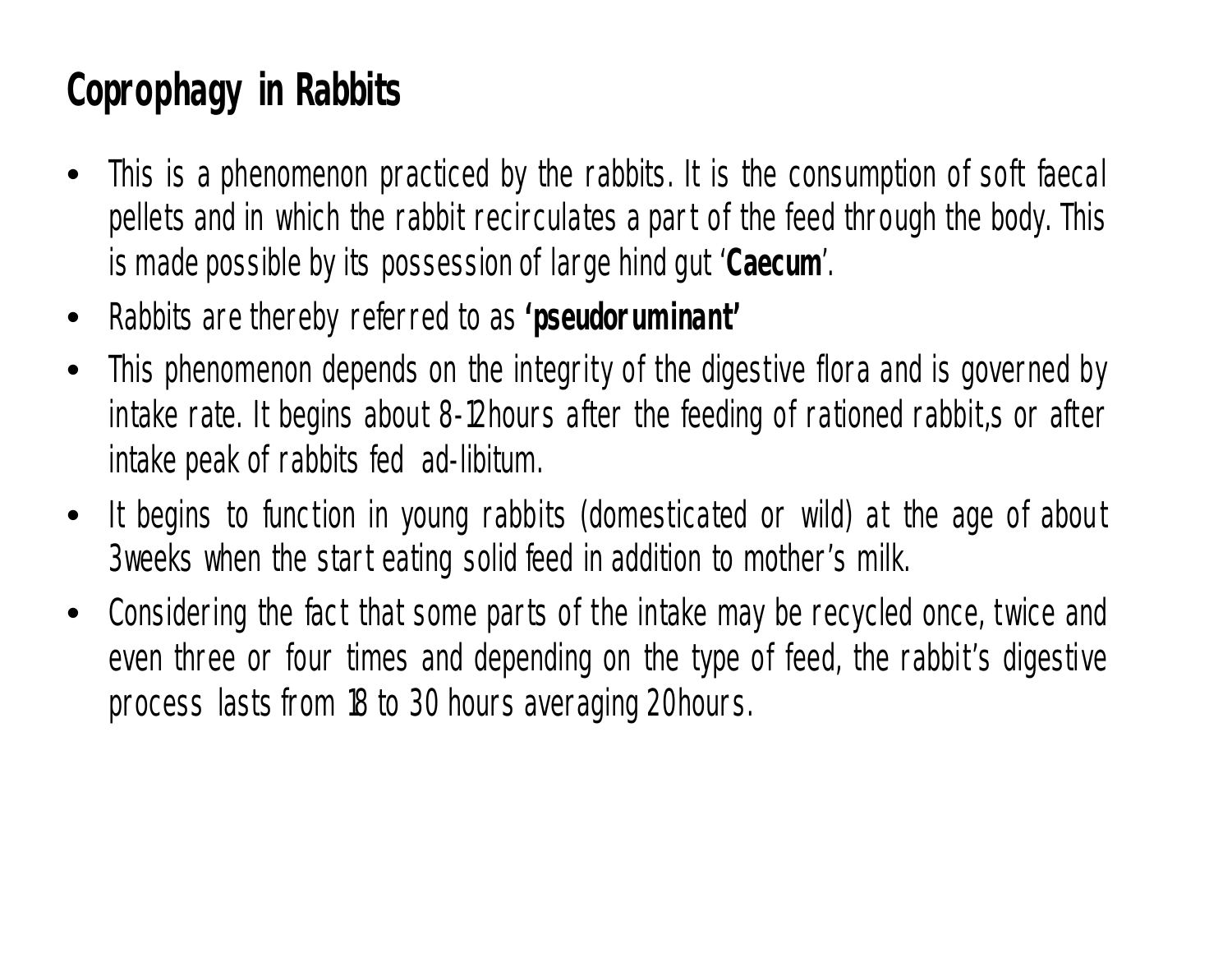## Coprophagy in Rabbits

- This is a phenomenon practiced by the rabbits. It is the consumption of soft faecal pellets and in which the rabbit recirculates a part of the feed through the body. This is made possible by its possession of large hind gut '**Caecum**'.
- Rabbits are thereby referred to as **'pseudoruminant'**
- This phenomenon depends on the integrity of the digestive flora and is governed by intake rate. It begins about 8-12hours after the feeding of rationed rabbit,s or after intake peak of rabbits fed ad-libitum.
- It begins to function in young rabbits (domesticated or wild) at the age of about 3weeks when the start eating solid feed in addition to mother's milk.
- Considering the fact that some parts of the intake may be recycled once, twice and even three or four times and depending on the type of feed, the rabbit's digestive process lasts from 18 to 30 hours averaging 20hours.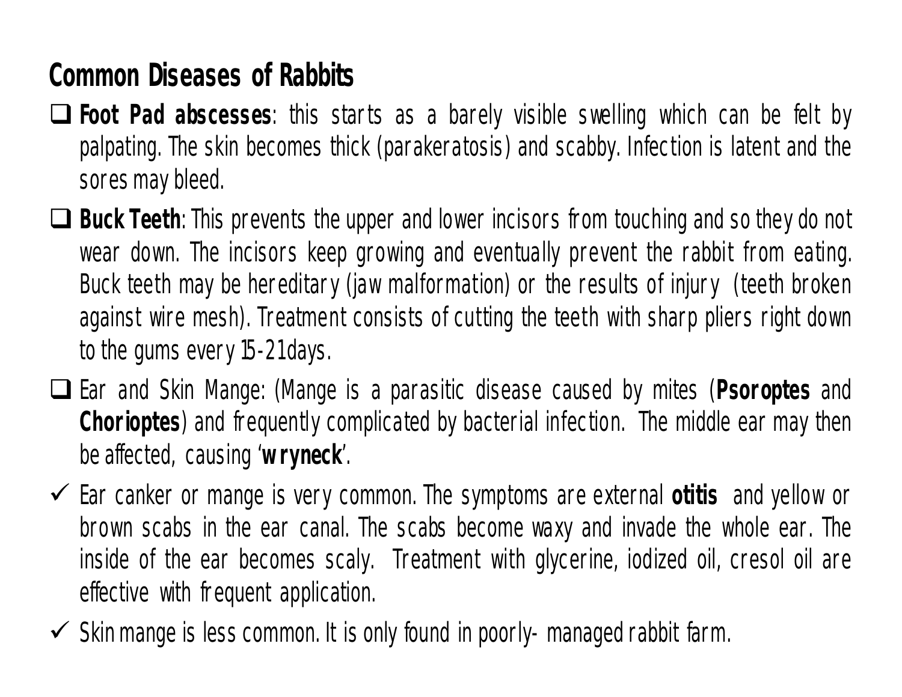## Common Diseases of Rabbits

- **Foot Pad abscesses**: this starts as a barely visible swelling which can be felt by palpating. The skin becomes thick (parakeratosis) and scabby. Infection is latent and the sores may bleed.
- **Buck Teeth**: This prevents the upper and lower incisors from touching and so they do not wear down. The incisors keep growing and eventually prevent the rabbit from eating. Buck teeth may be hereditary (jaw malformation) or the results of injury (teeth broken against wire mesh). Treatment consists of cutting the teeth with sharp pliers right down to the gums every 15-21days.
- Ear and Skin Mange: (Mange is a parasitic disease caused by mites (**Psoroptes** and **Chorioptes**) and frequently complicated by bacterial infection. The middle ear may then be affected, causing '**wryneck**'.

- ✓ Ear canker or mange is very common. The symptoms are external **otitis** and yellow or brown scabs in the ear canal. The scabs become waxy and invade the whole ear. The inside of the ear becomes scaly. Treatment with glycerine, iodized oil, cresol oil are effective with frequent application.
- ✓ Skin mange is less common. It is only found in poorly- managed rabbit farm.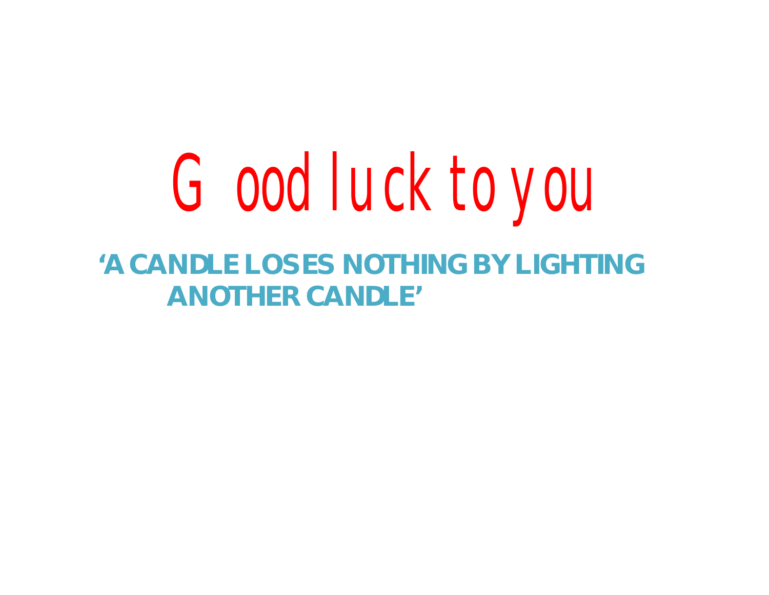# Good luck to you

**‘A CANDLE LOSES NOTHING BY LIGHTING ANOTHER CANDLE’**